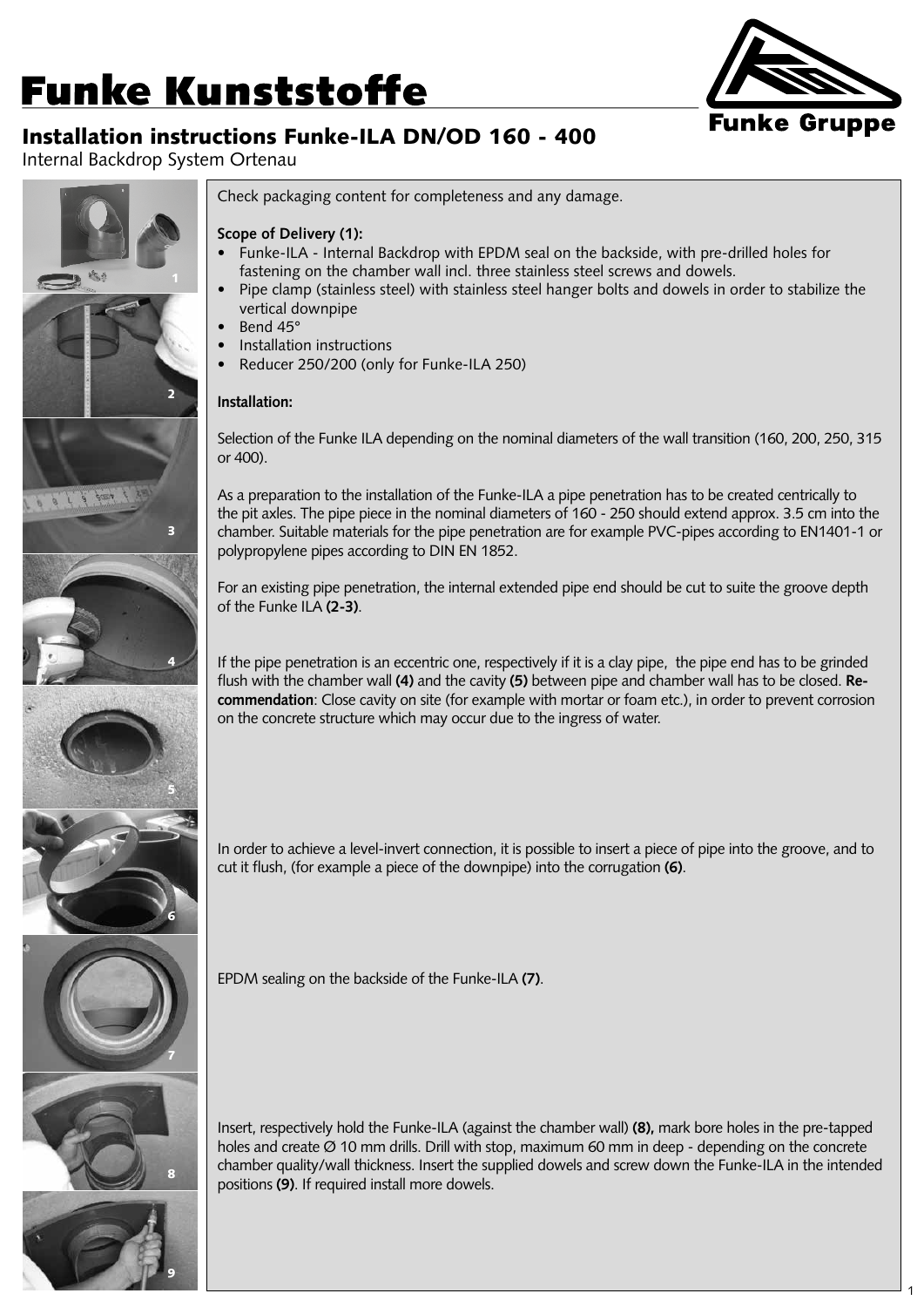# Funke Kunststoffe

Funke Gruppe

## Installation instructions Funke-ILA DN/OD 160 - 400

Internal Backdrop System Ortenau

Check packaging content for completeness and any damage.

**Scope of Delivery (1):**

- Funke-ILA - Internal Backdrop with EPDM seal on the backside, with pre-drilled holes for fastening on the chamber wall incl. three stainless steel screws and dowels.
- Pipe clamp (stainless steel) with stainless steel hanger bolts and dowels in order to stabilize the vertical downpipe
- Bend 45°
- Installation instructions
- Reducer 250/200 (only for Funke-ILA 250)

**Installation:**

Selection of the Funke ILA depending on the nominal diameters of the wall transition (160, 200, 250, 315 or 400).

As a preparation to the installation of the Funke-ILA a pipe penetration has to be created centrically to the pit axles. The pipe piece in the nominal diameters of 160 - 250 should extend approx. 3.5 cm into the chamber. Suitable materials for the pipe penetration are for example PVC-pipes according to EN1401-1 or polypropylene pipes according to DIN EN 1852.

For an existing pipe penetration, the internal extended pipe end should be cut to suite the groove depth of the Funke ILA **(2-3)**.

If the pipe penetration is an eccentric one, respectively if it is a clay pipe, the pipe end has to be grinded flush with the chamber wall **(4)** and the cavity **(5)** between pipe and chamber wall has to be closed. **Recommendation**: Close cavity on site (for example with mortar or foam etc.), in order to prevent corrosion on the concrete structure which may occur due to the ingress of water.

In order to achieve a level-invert connection, it is possible to insert a piece of pipe into the groove, and to cut it flush, (for example a piece of the downpipe) into the corrugation **(6)**.

EPDM sealing on the backside of the Funke-ILA **(7)**.

Insert, respectively hold the Funke-ILA (against the chamber wall) **(8),** mark bore holes in the pre-tapped holes and create Ø 10 mm drills. Drill with stop, maximum 60 mm in deep - depending on the concrete chamber quality/wall thickness. Insert the supplied dowels and screw down the Funke-ILA in the intended positions **(9)**. If required install more dowels.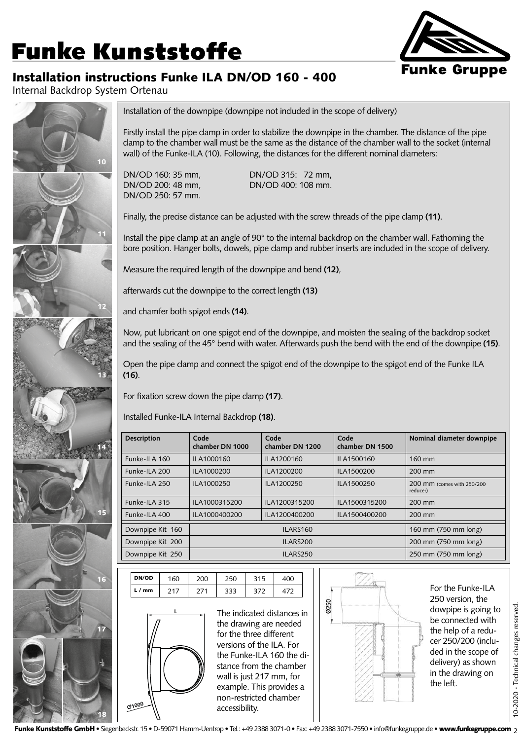# Funke Kunststoffe

## Installation instructions Funke ILA DN/OD 160 - 400

Internal Backdrop System Ortenau

Installation of the downpipe (downpipe not included in the scope of delivery)

Firstly install the pipe clamp in order to stabilize the downpipe in the chamber. The distance of the pipe clamp to the chamber wall must be the same as the distance of the chamber wall to the socket (internal wall) of the Funke-ILA (10). Following, the distances for the different nominal diameters:

DN/OD 160: 35 mm,
DN/OD 200: 48 mm,
DN/OD 250: 57 mm.
DN/OD 315: 72 mm,
DN/OD 400: 108 mm.

Finally, the precise distance can be adjusted with the screw threads of the pipe clamp **(11)**.

Install the pipe clamp at an angle of 90° to the internal backdrop on the chamber wall. Fathoming the bore position. Hanger bolts, dowels, pipe clamp and rubber inserts are included in the scope of delivery.

Measure the required length of the downpipe and bend **(12)**,

afterwards cut the downpipe to the correct length **(13)**

and chamfer both spigot ends **(14)**.

Now, put lubricant on one spigot end of the downpipe, and moisten the sealing of the backdrop socket and the sealing of the 45° bend with water. Afterwards push the bend with the end of the downpipe **(15)**.

Open the pipe clamp and connect the spigot end of the downpipe to the spigot end of the Funke ILA **(16)**.

For fixation screw down the pipe clamp **(17)**.

Installed Funke-ILA Internal Backdrop **(18)**.

| Description | Code chamber DN 1000 | Code chamber DN 1200 | Code chamber DN 1500 | Nominal diameter downpipe |
|---|---|---|---|---|
| Funke-ILA 160 | ILA1000160 | ILA1200160 | ILA1500160 | 160 mm |
| Funke-ILA 200 | ILA1000200 | ILA1200200 | ILA1500200 | 200 mm |
| Funke-ILA 250 | ILA1000250 | ILA1200250 | ILA1500250 | 200 mm (comes with 250/200 reducer) |
| Funke-ILA 315 | ILA1000315200 | ILA1200315200 | ILA1500315200 | 200 mm |
| Funke-ILA 400 | ILA1000400200 | ILA1200400200 | ILA1500400200 | 200 mm |
| Downpipe Kit 160 | ILARS160 | | | 160 mm (750 mm long) |
| Downpipe Kit 200 | ILARS200 | | | 200 mm (750 mm long) |
| Downpipe Kit 250 | ILARS250 | | | 250 mm (750 mm long) |

| DN/OD | 160 | 200 | 250 | 315 | 400 |
|---|---|---|---|---|---|
| L / mm | 217 | 271 | 333 | 372 | 472 |

L

Ø1000

The indicated distances in the drawing are needed for the three different versions of the ILA. For the Funke-ILA 160 the distance from the chamber wall is just 217 mm, for example. This provides a non-restricted chamber accessibility.

Ø250

For the Funke-ILA 250 version, the dowpipe is going to be connected with the help of a reducer 250/200 (included in the scope of delivery) as shown in the drawing on the left.

10-2020 - Technical changes reserved.

**Funke Kunststoffe GmbH** • Siegenbeckstr. 15 • D-59071 Hamm-Uentrop • Tel.: +49 2388 3071-0 • Fax: +49 2388 3071-7550 • info@funkegruppe.de • **www.funkegruppe.com**